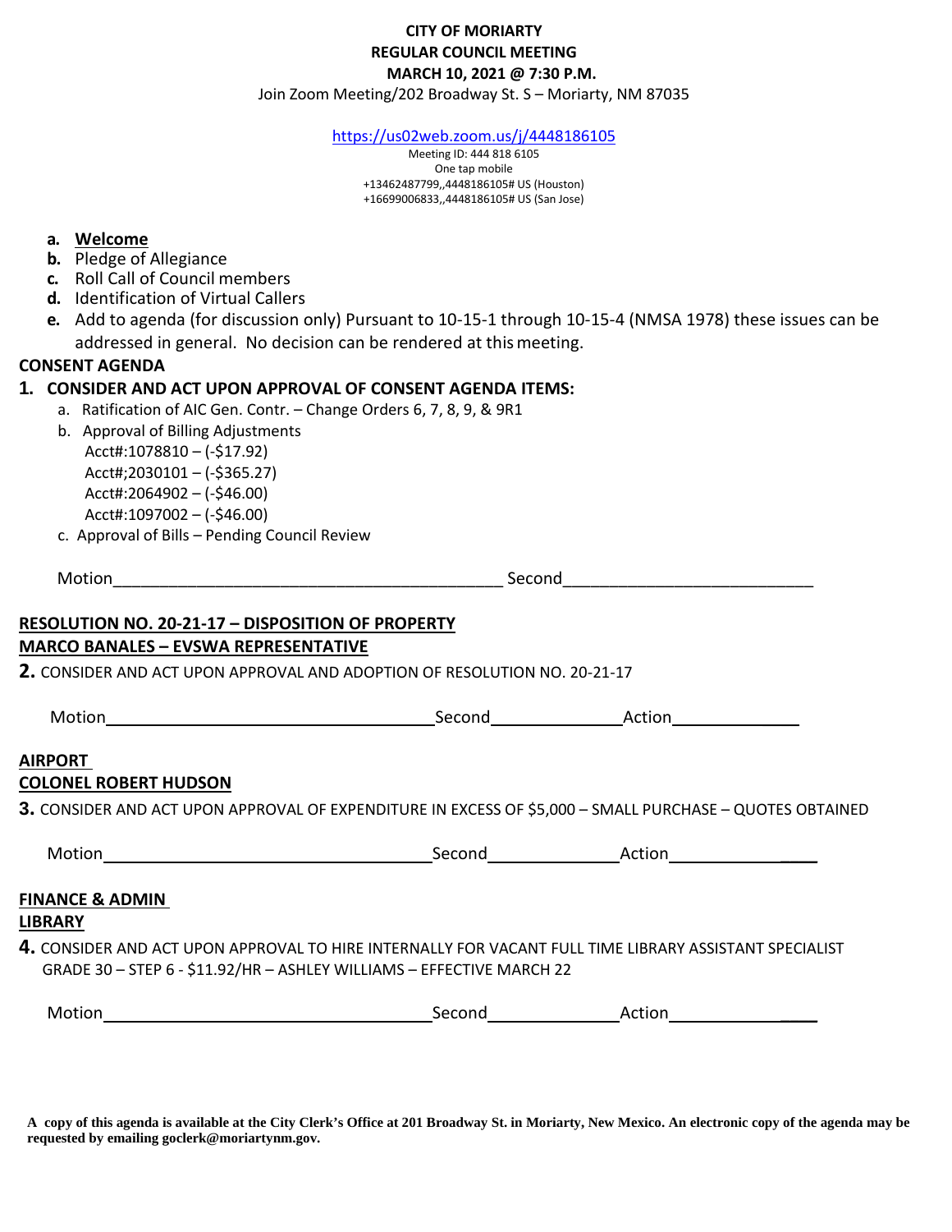**CITY OF MORIARTY**
**REGULAR COUNCIL MEETING**
**MARCH 10, 2021 @ 7:30 P.M.**

Join Zoom Meeting/202 Broadway St. S – Moriarty, NM 87035

https://us02web.zoom.us/j/4448186105

Meeting ID: 444 818 6105
One tap mobile
+13462487799,,4448186105# US (Houston)
+16699006833,,4448186105# US (San Jose)

- **a.** **Welcome**
- **b.** Pledge of Allegiance
- **c.** Roll Call of Council members
- **d.** Identification of Virtual Callers
- **e.** Add to agenda (for discussion only) Pursuant to 10-15-1 through 10-15-4 (NMSA 1978) these issues can be addressed in general. No decision can be rendered at this meeting.

## CONSENT AGENDA

**1. CONSIDER AND ACT UPON APPROVAL OF CONSENT AGENDA ITEMS:**

a. Ratification of AIC Gen. Contr. – Change Orders 6, 7, 8, 9, & 9R1

b. Approval of Billing Adjustments
   Acct#:1078810 – (-$17.92)
   Acct#;2030101 – (-$365.27)
   Acct#:2064902 – (-$46.00)
   Acct#:1097002 – (-$46.00)

c. Approval of Bills – Pending Council Review

Motion__________________________________________ Second__________________________

## RESOLUTION NO. 20-21-17 – DISPOSITION OF PROPERTY
## MARCO BANALES – EVSWA REPRESENTATIVE

**2.** CONSIDER AND ACT UPON APPROVAL AND ADOPTION OF RESOLUTION NO. 20-21-17

Motion____________________________________ Second______________ Action______________

## AIRPORT
## COLONEL ROBERT HUDSON

**3.** CONSIDER AND ACT UPON APPROVAL OF EXPENDITURE IN EXCESS OF $5,000 – SMALL PURCHASE – QUOTES OBTAINED

Motion____________________________________ Second______________ Action______________

## FINANCE & ADMIN
## LIBRARY

**4.** CONSIDER AND ACT UPON APPROVAL TO HIRE INTERNALLY FOR VACANT FULL TIME LIBRARY ASSISTANT SPECIALIST GRADE 30 – STEP 6 - $11.92/HR – ASHLEY WILLIAMS – EFFECTIVE MARCH 22

Motion____________________________________ Second______________ Action______________

**A copy of this agenda is available at the City Clerk's Office at 201 Broadway St. in Moriarty, New Mexico. An electronic copy of the agenda may be requested by emailing goclerk@moriartynm.gov.**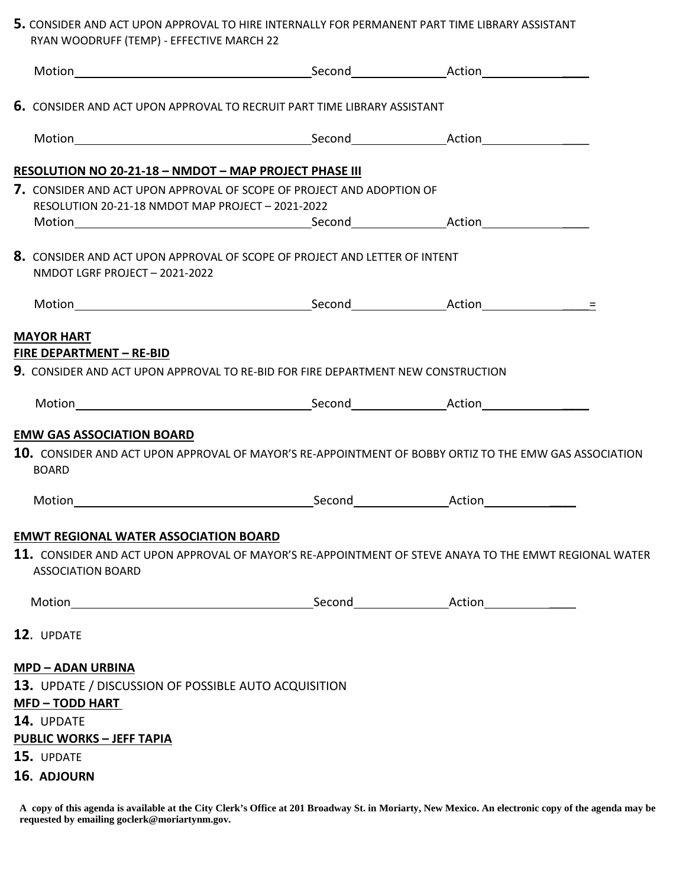**5.** CONSIDER AND ACT UPON APPROVAL TO HIRE INTERNALLY FOR PERMANENT PART TIME LIBRARY ASSISTANT RYAN WOODRUFF (TEMP) - EFFECTIVE MARCH 22

Motion\_\_\_\_\_\_\_\_\_\_\_\_\_\_\_\_\_\_\_\_\_\_\_\_Second\_\_\_\_\_\_\_\_\_\_Action\_\_\_\_\_\_\_\_\_\_

**6.** CONSIDER AND ACT UPON APPROVAL TO RECRUIT PART TIME LIBRARY ASSISTANT

Motion\_\_\_\_\_\_\_\_\_\_\_\_\_\_\_\_\_\_\_\_\_\_\_\_Second\_\_\_\_\_\_\_\_\_\_Action\_\_\_\_\_\_\_\_\_\_

**RESOLUTION NO 20-21-18 – NMDOT – MAP PROJECT PHASE III**

**7.** CONSIDER AND ACT UPON APPROVAL OF SCOPE OF PROJECT AND ADOPTION OF RESOLUTION 20-21-18 NMDOT MAP PROJECT – 2021-2022

Motion\_\_\_\_\_\_\_\_\_\_\_\_\_\_\_\_\_\_\_\_\_\_\_\_Second\_\_\_\_\_\_\_\_\_\_Action\_\_\_\_\_\_\_\_\_\_

**8.** CONSIDER AND ACT UPON APPROVAL OF SCOPE OF PROJECT AND LETTER OF INTENT NMDOT LGRF PROJECT – 2021-2022

Motion\_\_\_\_\_\_\_\_\_\_\_\_\_\_\_\_\_\_\_\_\_\_\_\_Second\_\_\_\_\_\_\_\_\_\_Action\_\_\_\_\_\_\_\_\_\_

**MAYOR HART**

**FIRE DEPARTMENT – RE-BID**

**9.** CONSIDER AND ACT UPON APPROVAL TO RE-BID FOR FIRE DEPARTMENT NEW CONSTRUCTION

Motion\_\_\_\_\_\_\_\_\_\_\_\_\_\_\_\_\_\_\_\_\_\_\_\_Second\_\_\_\_\_\_\_\_\_\_Action\_\_\_\_\_\_\_\_\_\_

**EMW GAS ASSOCIATION BOARD**

**10.** CONSIDER AND ACT UPON APPROVAL OF MAYOR'S RE-APPOINTMENT OF BOBBY ORTIZ TO THE EMW GAS ASSOCIATION BOARD

Motion\_\_\_\_\_\_\_\_\_\_\_\_\_\_\_\_\_\_\_\_\_\_\_\_Second\_\_\_\_\_\_\_\_\_\_Action\_\_\_\_\_\_\_\_\_\_

**EMWT REGIONAL WATER ASSOCIATION BOARD**

**11.** CONSIDER AND ACT UPON APPROVAL OF MAYOR'S RE-APPOINTMENT OF STEVE ANAYA TO THE EMWT REGIONAL WATER ASSOCIATION BOARD

Motion\_\_\_\_\_\_\_\_\_\_\_\_\_\_\_\_\_\_\_\_\_\_\_\_Second\_\_\_\_\_\_\_\_\_\_Action\_\_\_\_\_\_\_\_\_\_

**12.** UPDATE

**MPD – ADAN URBINA**

**13.** UPDATE / DISCUSSION OF POSSIBLE AUTO ACQUISITION

**MFD – TODD HART**

**14.** UPDATE

**PUBLIC WORKS – JEFF TAPIA**

**15.** UPDATE

**16. ADJOURN**

**A copy of this agenda is available at the City Clerk's Office at 201 Broadway St. in Moriarty, New Mexico. An electronic copy of the agenda may be requested by emailing goclerk@moriartynm.gov.**